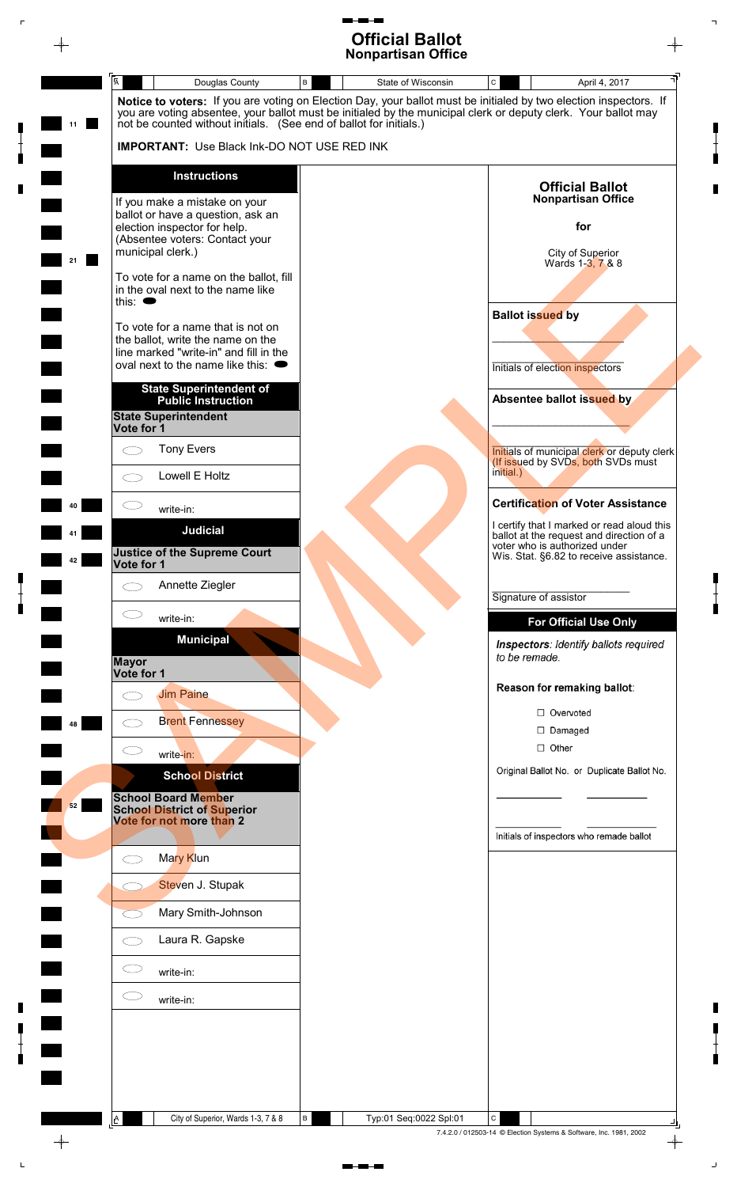| A | Douglas County | B | State of Wisconsin | C | April 4, 2017 |
|---|---|---|---|---|---|

**Notice to voters:** If you are voting on Election Day, your ballot must be initialed by two election inspectors. If you are voting absentee, your ballot must be initialed by the municipal clerk or deputy clerk. Your ballot may not be counted without initials. (See end of ballot for initials.)

**IMPORTANT:** Use Black Ink-DO NOT USE RED INK

## Instructions

If you make a mistake on your ballot or have a question, ask an election inspector for help. (Absentee voters: Contact your municipal clerk.)

To vote for a name on the ballot, fill in the oval next to the name like this: ⬬

To vote for a name that is not on the ballot, write the name on the line marked "write-in" and fill in the oval next to the name like this: ⬬

### State Superintendent of Public Instruction

**State Superintendent**
**Vote for 1**

- ⬭ Tony Evers
- ⬭ Lowell E Holtz
- ⬭ write-in:

### Judicial

**Justice of the Supreme Court**
**Vote for 1**

- ⬭ Annette Ziegler
- ⬭ write-in:

### Municipal

**Mayor**
**Vote for 1**

- ⬭ Jim Paine
- ⬭ Brent Fennessey
- ⬭ write-in:

### School District

**School Board Member**
**School District of Superior**
**Vote for not more than 2**

- ⬭ Mary Klun
- ⬭ Steven J. Stupak
- ⬭ Mary Smith-Johnson
- ⬭ Laura R. Gapske
- ⬭ write-in:
- ⬭ write-in:

## Official Ballot
### Nonpartisan Office

for

City of Superior
Wards 1-3, 7 & 8

**Ballot issued by**

\_\_\_\_\_\_\_\_\_\_\_\_\_\_\_\_\_\_\_\_

\_\_\_\_\_\_\_\_\_\_\_\_\_\_\_\_\_\_\_\_
Initials of election inspectors

**Absentee ballot issued by**

\_\_\_\_\_\_\_\_\_\_\_\_\_\_\_\_\_\_\_\_
Initials of municipal clerk or deputy clerk (If issued by SVDs, both SVDs must initial.)

**Certification of Voter Assistance**

I certify that I marked or read aloud this ballot at the request and direction of a voter who is authorized under Wis. Stat. §6.82 to receive assistance.

\_\_\_\_\_\_\_\_\_\_\_\_\_\_\_\_\_\_\_\_
Signature of assistor

**For Official Use Only**

***Inspectors**: Identify ballots required to be remade.*

**Reason for remaking ballot**:

- ☐ Overvoted
- ☐ Damaged
- ☐ Other

Original Ballot No. or Duplicate Ballot No.

\_\_\_\_\_\_\_\_\_\_ \_\_\_\_\_\_\_\_\_\_

\_\_\_\_\_\_\_\_\_\_ \_\_\_\_\_\_\_\_\_\_
Initials of inspectors who remade ballot

SAMPLE

| A | City of Superior, Wards 1-3, 7 & 8 | B | Typ:01 Seq:0022 Spl:01 | C | |
|---|---|---|---|---|---|

7.4.2.0 / 012503-14 © Election Systems & Software, Inc. 1981, 2002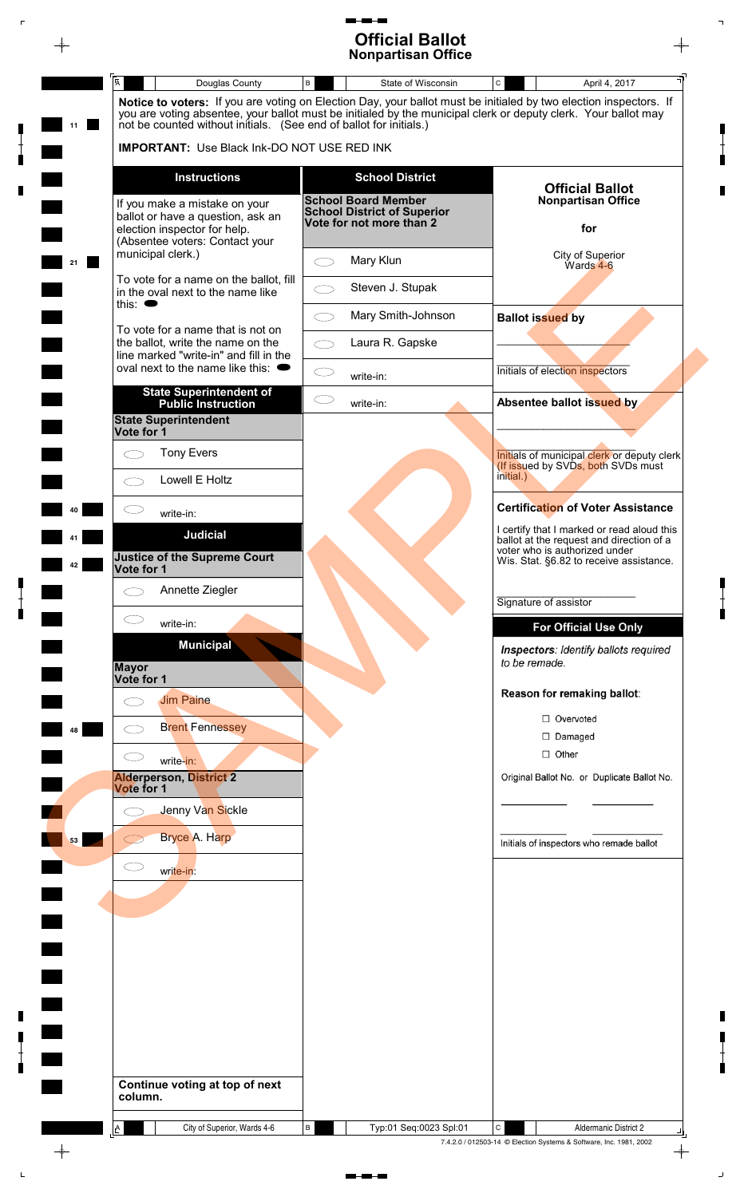# Official Ballot
## Nonpartisan Office

| A | Douglas County | B | State of Wisconsin | C | April 4, 2017 |
|---|---|---|---|---|---|

**Notice to voters:** If you are voting on Election Day, your ballot must be initialed by two election inspectors. If you are voting absentee, your ballot must be initialed by the municipal clerk or deputy clerk. Your ballot may not be counted without initials. (See end of ballot for initials.)

**IMPORTANT:** Use Black Ink-DO NOT USE RED INK

### Instructions

If you make a mistake on your ballot or have a question, ask an election inspector for help. (Absentee voters: Contact your municipal clerk.)

To vote for a name on the ballot, fill in the oval next to the name like this: ⬬

To vote for a name that is not on the ballot, write the name on the line marked "write-in" and fill in the oval next to the name like this: ⬬

### State Superintendent of Public Instruction

**State Superintendent**
**Vote for 1**

- ⬭ Tony Evers
- ⬭ Lowell E Holtz
- ⬭ write-in:

### Judicial

**Justice of the Supreme Court**
**Vote for 1**

- ⬭ Annette Ziegler
- ⬭ write-in:

### Municipal

**Mayor**
**Vote for 1**

- ⬭ Jim Paine
- ⬭ Brent Fennessey
- ⬭ write-in:

**Alderperson, District 2**
**Vote for 1**

- ⬭ Jenny Van Sickle
- ⬭ Bryce A. Harp
- ⬭ write-in:

**Continue voting at top of next column.**

### School District

**School Board Member**
**School District of Superior**
**Vote for not more than 2**

- ⬭ Mary Klun
- ⬭ Steven J. Stupak
- ⬭ Mary Smith-Johnson
- ⬭ Laura R. Gapske
- ⬭ write-in:
- ⬭ write-in:

### Official Ballot
**Nonpartisan Office**

**for**

City of Superior
Wards 4-6

**Ballot issued by**

\_\_\_\_\_\_\_\_\_\_\_\_\_\_\_\_\_\_\_\_\_\_\_\_\_\_\_\_

Initials of election inspectors

**Absentee ballot issued by**

\_\_\_\_\_\_\_\_\_\_\_\_\_\_\_\_\_\_\_\_\_\_\_\_\_\_\_\_

Initials of municipal clerk or deputy clerk (If issued by SVDs, both SVDs must initial.)

**Certification of Voter Assistance**

I certify that I marked or read aloud this ballot at the request and direction of a voter who is authorized under Wis. Stat. §6.82 to receive assistance.

\_\_\_\_\_\_\_\_\_\_\_\_\_\_\_\_\_\_\_\_\_\_\_\_\_\_\_\_

Signature of assistor

**For Official Use Only**

*Inspectors: Identify ballots required to be remade.*

**Reason for remaking ballot:**

- ☐ Overvoted
- ☐ Damaged
- ☐ Other

Original Ballot No. or Duplicate Ballot No.

\_\_\_\_\_\_\_\_\_\_\_\_ \_\_\_\_\_\_\_\_\_\_\_\_

\_\_\_\_\_\_\_\_\_\_\_\_ \_\_\_\_\_\_\_\_\_\_\_\_

Initials of inspectors who remade ballot

| A | City of Superior, Wards 4-6 | B | Typ:01 Seq:0023 Spl:01 | C | Aldermanic District 2 |
|---|---|---|---|---|---|

7.4.2.0 / 012503-14 © Election Systems & Software, Inc. 1981, 2002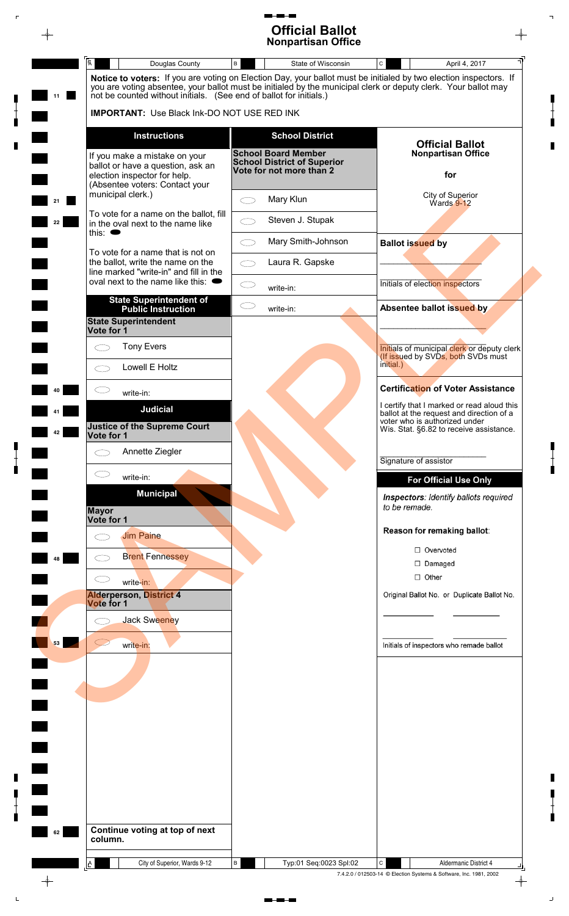# Official Ballot
## Nonpartisan Office

| A | Douglas County | B | State of Wisconsin | C | April 4, 2017 |
|---|---|---|---|---|---|

**Notice to voters:** If you are voting on Election Day, your ballot must be initialed by two election inspectors. If you are voting absentee, your ballot must be initialed by the municipal clerk or deputy clerk. Your ballot may not be counted without initials. (See end of ballot for initials.)

**IMPORTANT:** Use Black Ink-DO NOT USE RED INK

### Instructions

If you make a mistake on your ballot or have a question, ask an election inspector for help. (Absentee voters: Contact your municipal clerk.)

To vote for a name on the ballot, fill in the oval next to the name like this: ⬬

To vote for a name that is not on the ballot, write the name on the line marked "write-in" and fill in the oval next to the name like this: ⬬

### State Superintendent of Public Instruction

**State Superintendent**
**Vote for 1**

- ⬭ Tony Evers
- ⬭ Lowell E Holtz
- ⬭ write-in:

### Judicial

**Justice of the Supreme Court**
**Vote for 1**

- ⬭ Annette Ziegler
- ⬭ write-in:

### Municipal

**Mayor**
**Vote for 1**

- ⬭ Jim Paine
- ⬭ Brent Fennessey
- ⬭ write-in:

**Alderperson, District 4**
**Vote for 1**

- ⬭ Jack Sweeney
- ⬭ write-in:

**Continue voting at top of next column.**

### School District

**School Board Member**
**School District of Superior**
**Vote for not more than 2**

- ⬭ Mary Klun
- ⬭ Steven J. Stupak
- ⬭ Mary Smith-Johnson
- ⬭ Laura R. Gapske
- ⬭ write-in:
- ⬭ write-in:

### Official Ballot
**Nonpartisan Office**

**for**

City of Superior
Wards 9-12

**Ballot issued by**

\_\_\_\_\_\_\_\_\_\_\_\_\_\_\_\_\_\_\_\_
Initials of election inspectors

**Absentee ballot issued by**

\_\_\_\_\_\_\_\_\_\_\_\_\_\_\_\_\_\_\_\_
Initials of municipal clerk or deputy clerk (If issued by SVDs, both SVDs must initial.)

**Certification of Voter Assistance**

I certify that I marked or read aloud this ballot at the request and direction of a voter who is authorized under Wis. Stat. §6.82 to receive assistance.

\_\_\_\_\_\_\_\_\_\_\_\_\_\_\_\_\_\_\_\_
Signature of assistor

**For Official Use Only**

***Inspectors**: Identify ballots required to be remade.*

**Reason for remaking ballot:**

- ☐ Overvoted
- ☐ Damaged
- ☐ Other

Original Ballot No. or Duplicate Ballot No.

\_\_\_\_\_\_\_\_\_\_ \_\_\_\_\_\_\_\_\_\_

\_\_\_\_\_\_\_\_\_\_ \_\_\_\_\_\_\_\_\_\_
Initials of inspectors who remade ballot

SAMPLE

| A | City of Superior, Wards 9-12 | B | Typ:01 Seq:0023 Spl:02 | C | Aldermanic District 4 |
|---|---|---|---|---|---|

7.4.2.0 / 012503-14 © Election Systems & Software, Inc. 1981, 2002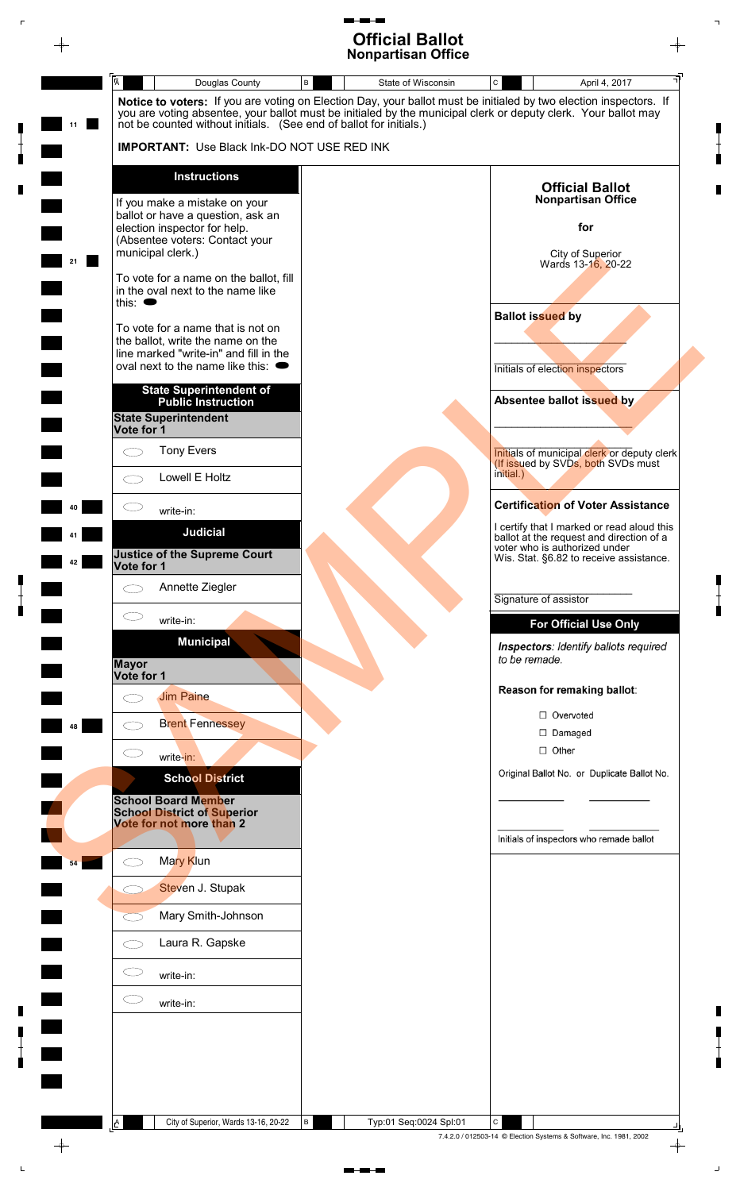# Official Ballot
## Nonpartisan Office

| A | Douglas County | B | State of Wisconsin | C | April 4, 2017 |
|---|---|---|---|---|---|

**Notice to voters:** If you are voting on Election Day, your ballot must be initialed by two election inspectors. If you are voting absentee, your ballot must be initialed by the municipal clerk or deputy clerk. Your ballot may not be counted without initials. (See end of ballot for initials.)

**IMPORTANT:** Use Black Ink-DO NOT USE RED INK

### Instructions

If you make a mistake on your ballot or have a question, ask an election inspector for help. (Absentee voters: Contact your municipal clerk.)

To vote for a name on the ballot, fill in the oval next to the name like this: ⬬

To vote for a name that is not on the ballot, write the name on the line marked "write-in" and fill in the oval next to the name like this: ⬬

### State Superintendent of Public Instruction

**State Superintendent**
**Vote for 1**

- ⬭ Tony Evers
- ⬭ Lowell E Holtz
- ⬭ write-in:

### Judicial

**Justice of the Supreme Court**
**Vote for 1**

- ⬭ Annette Ziegler
- ⬭ write-in:

### Municipal

**Mayor**
**Vote for 1**

- ⬭ Jim Paine
- ⬭ Brent Fennessey
- ⬭ write-in:

### School District

**School Board Member**
**School District of Superior**
**Vote for not more than 2**

- ⬭ Mary Klun
- ⬭ Steven J. Stupak
- ⬭ Mary Smith-Johnson
- ⬭ Laura R. Gapske
- ⬭ write-in:
- ⬭ write-in:

**Official Ballot**
**Nonpartisan Office**

**for**

City of Superior
Wards 13-16, 20-22

**Ballot issued by**

\_\_\_\_\_\_\_\_\_\_\_\_\_\_\_\_\_\_\_\_

\_\_\_\_\_\_\_\_\_\_\_\_\_\_\_\_\_\_\_\_
Initials of election inspectors

**Absentee ballot issued by**

\_\_\_\_\_\_\_\_\_\_\_\_\_\_\_\_\_\_\_\_
Initials of municipal clerk or deputy clerk (If issued by SVDs, both SVDs must initial.)

**Certification of Voter Assistance**

I certify that I marked or read aloud this ballot at the request and direction of a voter who is authorized under Wis. Stat. §6.82 to receive assistance.

\_\_\_\_\_\_\_\_\_\_\_\_\_\_\_\_\_\_\_\_
Signature of assistor

**For Official Use Only**

***Inspectors**: Identify ballots required to be remade.*

**Reason for remaking ballot:**

- ☐ Overvoted
- ☐ Damaged
- ☐ Other

Original Ballot No. or Duplicate Ballot No.

\_\_\_\_\_\_\_\_\_\_ \_\_\_\_\_\_\_\_\_\_

\_\_\_\_\_\_\_\_\_\_ \_\_\_\_\_\_\_\_\_\_
Initials of inspectors who remade ballot

SAMPLE

| A | City of Superior, Wards 13-16, 20-22 | B | Typ:01 Seq:0024 Spl:01 | C | |
|---|---|---|---|---|---|

7.4.2.0 / 012503-14 © Election Systems & Software, Inc. 1981, 2002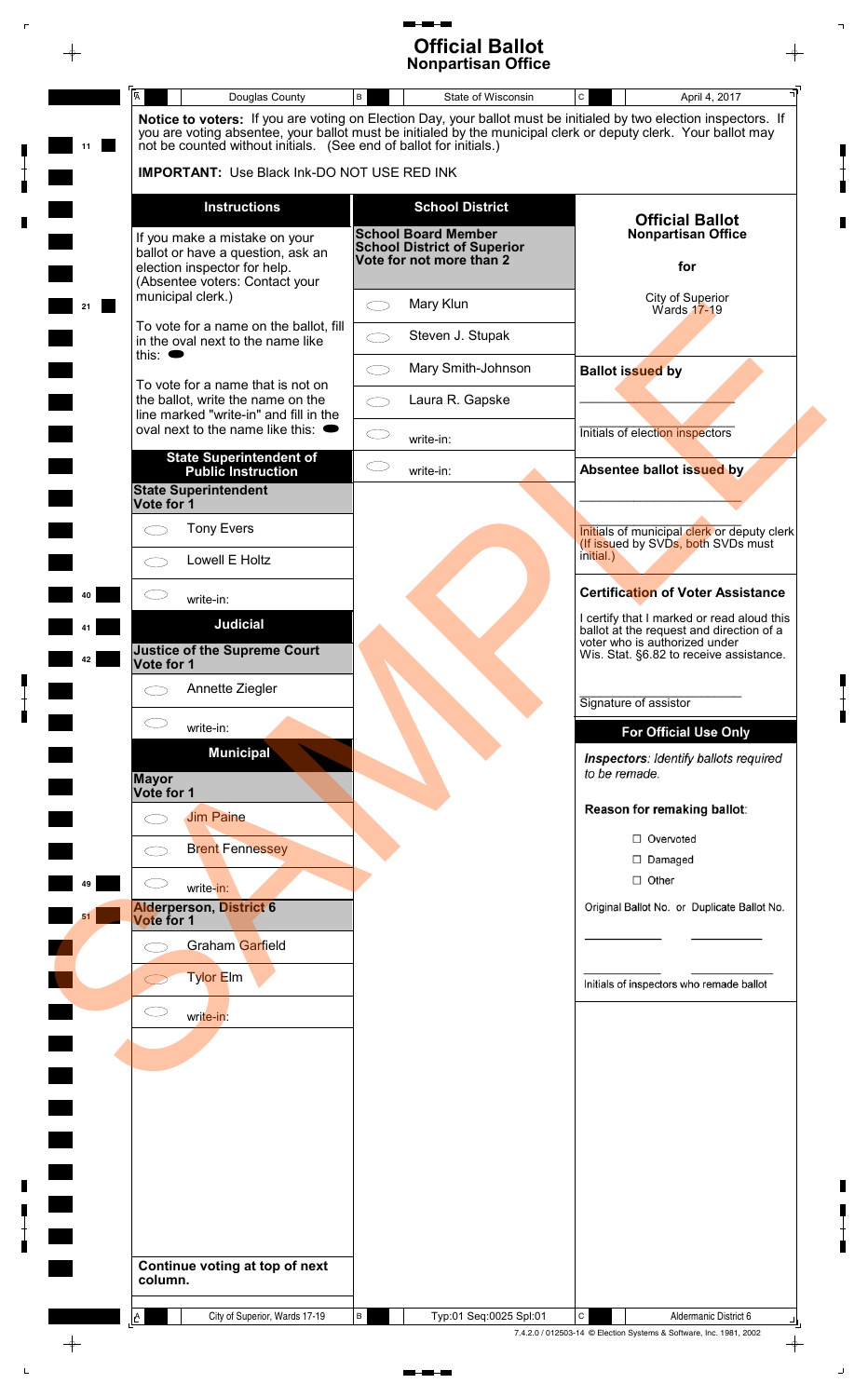# Official Ballot
## Nonpartisan Office

| A Douglas County | B State of Wisconsin | C April 4, 2017 |
|---|---|---|

**Notice to voters:** If you are voting on Election Day, your ballot must be initialed by two election inspectors. If you are voting absentee, your ballot must be initialed by the municipal clerk or deputy clerk. Your ballot may not be counted without initials. (See end of ballot for initials.)

**IMPORTANT:** Use Black Ink-DO NOT USE RED INK

### Instructions

If you make a mistake on your ballot or have a question, ask an election inspector for help. (Absentee voters: Contact your municipal clerk.)

To vote for a name on the ballot, fill in the oval next to the name like this: ⬬

To vote for a name that is not on the ballot, write the name on the ballot line marked "write-in" and fill in the oval next to the name like this: ⬬

### State Superintendent of Public Instruction

**State Superintendent**
**Vote for 1**

- ⬭ Tony Evers
- ⬭ Lowell E Holtz
- ⬭ write-in:

### Judicial

**Justice of the Supreme Court**
**Vote for 1**

- ⬭ Annette Ziegler
- ⬭ write-in:

### Municipal

**Mayor**
**Vote for 1**

- ⬭ Jim Paine
- ⬭ Brent Fennessey
- ⬭ write-in:

**Alderperson, District 6**
**Vote for 1**

- ⬭ Graham Garfield
- ⬭ Tylor Elm
- ⬭ write-in:

**Continue voting at top of next column.**

### School District

**School Board Member**
**School District of Superior**
**Vote for not more than 2**

- ⬭ Mary Klun
- ⬭ Steven J. Stupak
- ⬭ Mary Smith-Johnson
- ⬭ Laura R. Gapske
- ⬭ write-in:
- ⬭ write-in:

### Official Ballot
**Nonpartisan Office**

**for**

City of Superior
Wards 17-19

**Ballot issued by**

\_\_\_\_\_\_\_\_\_\_\_\_\_\_\_\_\_\_\_\_\_\_\_\_\_\_

Initials of election inspectors

**Absentee ballot issued by**

\_\_\_\_\_\_\_\_\_\_\_\_\_\_\_\_\_\_\_\_\_\_\_\_\_\_

Initials of municipal clerk or deputy clerk (If issued by SVDs, both SVDs must initial.)

**Certification of Voter Assistance**

I certify that I marked or read aloud this ballot at the request and direction of a voter who is authorized under Wis. Stat. §6.82 to receive assistance.

\_\_\_\_\_\_\_\_\_\_\_\_\_\_\_\_\_\_\_\_\_\_\_\_\_\_

Signature of assistor

**For Official Use Only**

*Inspectors: Identify ballots required to be remade.*

**Reason for remaking ballot:**

- ☐ Overvoted
- ☐ Damaged
- ☐ Other

Original Ballot No. or Duplicate Ballot No.

\_\_\_\_\_\_\_\_\_\_\_\_ \_\_\_\_\_\_\_\_\_\_\_\_

\_\_\_\_\_\_\_\_\_\_\_\_ \_\_\_\_\_\_\_\_\_\_\_\_

Initials of inspectors who remade ballot

| A City of Superior, Wards 17-19 | B Typ:01 Seq:0025 Spl:01 | C Aldermanic District 6 |
|---|---|---|

7.4.2.0 / 012503-14 © Election Systems & Software, Inc. 1981, 2002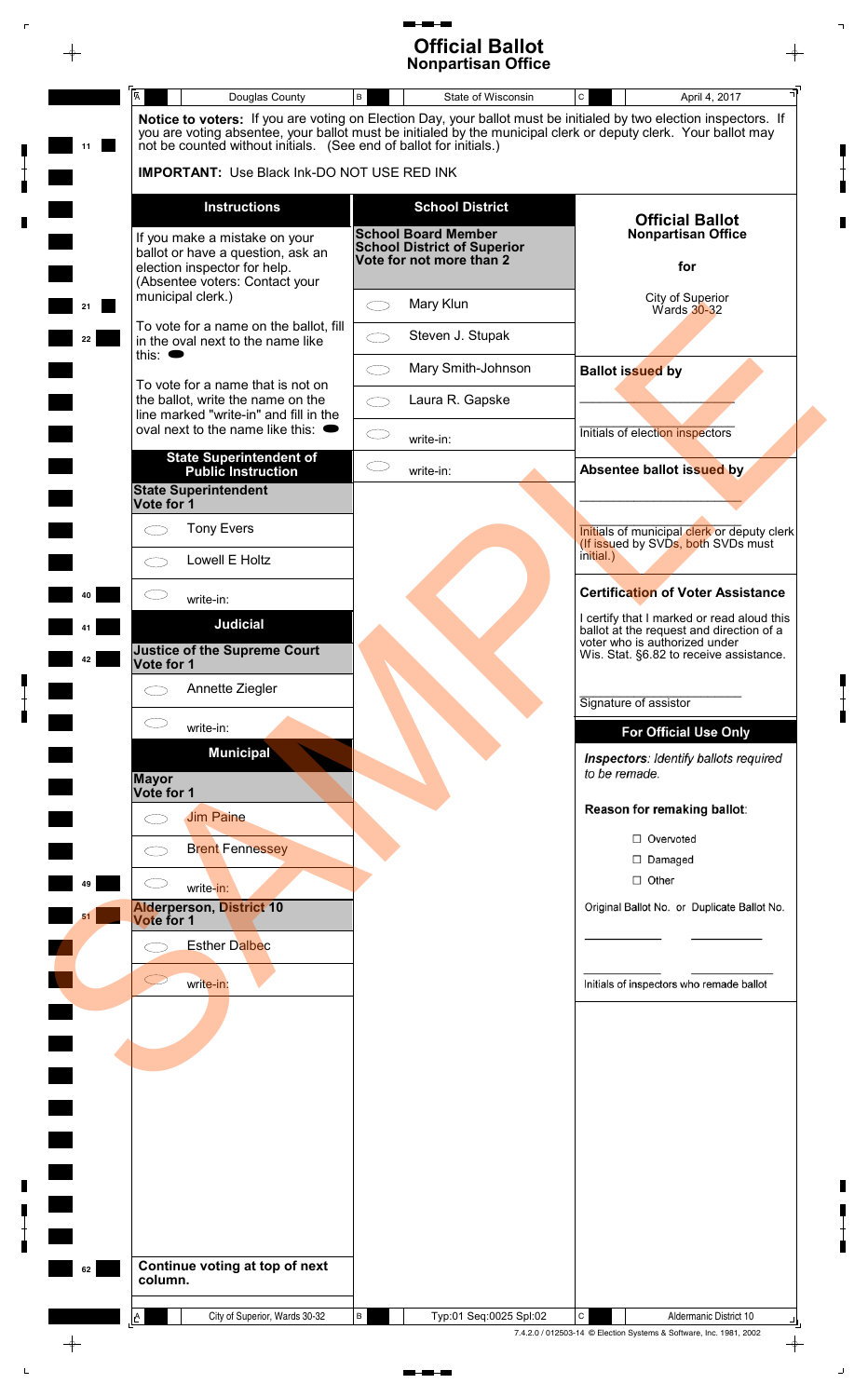# Official Ballot
## Nonpartisan Office

| A | Douglas County | B | State of Wisconsin | C | April 4, 2017 |
|---|---|---|---|---|---|

**Notice to voters:** If you are voting on Election Day, your ballot must be initialed by two election inspectors. If you are voting absentee, your ballot must be initialed by the municipal clerk or deputy clerk. Your ballot may not be counted without initials. (See end of ballot for initials.)

**IMPORTANT:** Use Black Ink-DO NOT USE RED INK

### Instructions

If you make a mistake on your ballot or have a question, ask an election inspector for help. (Absentee voters: Contact your municipal clerk.)

To vote for a name on the ballot, fill in the oval next to the name like this: ⬬

To vote for a name that is not on the ballot, write the name on the line marked "write-in" and fill in the oval next to the name like this: ⬬

### State Superintendent of Public Instruction

**State Superintendent**
**Vote for 1**

- ⬭ Tony Evers
- ⬭ Lowell E Holtz
- ⬭ write-in:

### Judicial

**Justice of the Supreme Court**
**Vote for 1**

- ⬭ Annette Ziegler
- ⬭ write-in:

### Municipal

**Mayor**
**Vote for 1**

- ⬭ Jim Paine
- ⬭ Brent Fennessey
- ⬭ write-in:

**Alderperson, District 10**
**Vote for 1**

- ⬭ Esther Dalbec
- ⬭ write-in:

**Continue voting at top of next column.**

### School District

**School Board Member**
**School District of Superior**
**Vote for not more than 2**

- ⬭ Mary Klun
- ⬭ Steven J. Stupak
- ⬭ Mary Smith-Johnson
- ⬭ Laura R. Gapske
- ⬭ write-in:
- ⬭ write-in:

### Official Ballot
**Nonpartisan Office**

**for**

City of Superior
Wards 30-32

**Ballot issued by**

______________________
Initials of election inspectors

**Absentee ballot issued by**

______________________
Initials of municipal clerk or deputy clerk (If issued by SVDs, both SVDs must initial.)

**Certification of Voter Assistance**

I certify that I marked or read aloud this ballot at the request and direction of a voter who is authorized under Wis. Stat. §6.82 to receive assistance.

______________________
Signature of assistor

**For Official Use Only**

*Inspectors: Identify ballots required to be remade.*

**Reason for remaking ballot:**

- ☐ Overvoted
- ☐ Damaged
- ☐ Other

Original Ballot No. or Duplicate Ballot No.

__________ __________

__________ __________
Initials of inspectors who remade ballot

SAMPLE

| A | City of Superior, Wards 30-32 | B | Typ:01 Seq:0025 Spl:02 | C | Aldermanic District 10 |
|---|---|---|---|---|---|

7.4.2.0 / 012503-14 © Election Systems & Software, Inc. 1981, 2002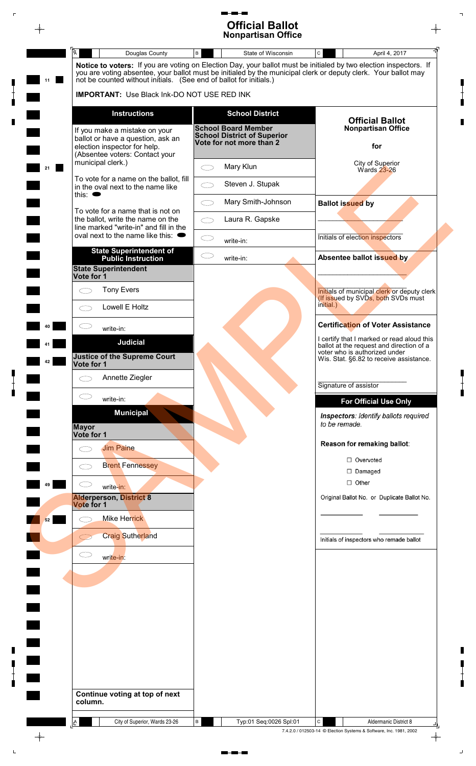# Official Ballot
## Nonpartisan Office

| A | Douglas County | B | State of Wisconsin | C | April 4, 2017 |
|---|---|---|---|---|---|

**Notice to voters:** If you are voting on Election Day, your ballot must be initialed by two election inspectors. If you are voting absentee, your ballot must be initialed by the municipal clerk or deputy clerk. Your ballot may not be counted without initials. (See end of ballot for initials.)

**IMPORTANT:** Use Black Ink-DO NOT USE RED INK

### Instructions

If you make a mistake on your ballot or have a question, ask an election inspector for help. (Absentee voters: Contact your municipal clerk.)

To vote for a name on the ballot, fill in the oval next to the name like this: ⬬

To vote for a name that is not on the ballot, write the name on the line marked "write-in" and fill in the oval next to the name like this: ⬬

### State Superintendent of Public Instruction

**State Superintendent**
**Vote for 1**

- ⬭ Tony Evers
- ⬭ Lowell E Holtz
- ⬭ write-in:

### Judicial

**Justice of the Supreme Court**
**Vote for 1**

- ⬭ Annette Ziegler
- ⬭ write-in:

### Municipal

**Mayor**
**Vote for 1**

- ⬭ Jim Paine
- ⬭ Brent Fennessey
- ⬭ write-in:

**Alderperson, District 8**
**Vote for 1**

- ⬭ Mike Herrick
- ⬭ Craig Sutherland
- ⬭ write-in:

**Continue voting at top of next column.**

### School District

**School Board Member**
**School District of Superior**
**Vote for not more than 2**

- ⬭ Mary Klun
- ⬭ Steven J. Stupak
- ⬭ Mary Smith-Johnson
- ⬭ Laura R. Gapske
- ⬭ write-in:
- ⬭ write-in:

### Official Ballot
**Nonpartisan Office**

**for**

City of Superior
Wards 23-26

**Ballot issued by**

\_\_\_\_\_\_\_\_\_\_\_\_\_\_\_\_\_\_\_\_
Initials of election inspectors

**Absentee ballot issued by**

\_\_\_\_\_\_\_\_\_\_\_\_\_\_\_\_\_\_\_\_
Initials of municipal clerk or deputy clerk (If issued by SVDs, both SVDs must initial.)

**Certification of Voter Assistance**

I certify that I marked or read aloud this ballot at the request and direction of a voter who is authorized under Wis. Stat. §6.82 to receive assistance.

\_\_\_\_\_\_\_\_\_\_\_\_\_\_\_\_\_\_\_\_
Signature of assistor

**For Official Use Only**

***Inspectors:*** *Identify ballots required to be remade.*

**Reason for remaking ballot:**

- ☐ Overvoted
- ☐ Damaged
- ☐ Other

Original Ballot No. or Duplicate Ballot No.

\_\_\_\_\_\_\_\_\_\_ \_\_\_\_\_\_\_\_\_\_

\_\_\_\_\_\_\_\_\_\_ \_\_\_\_\_\_\_\_\_\_
Initials of inspectors who remade ballot

| A | City of Superior, Wards 23-26 | B | Typ:01 Seq:0026 Spl:01 | C | Aldermanic District 8 |
|---|---|---|---|---|---|

7.4.2.0 / 012503-14 © Election Systems & Software, Inc. 1981, 2002

SAMPLE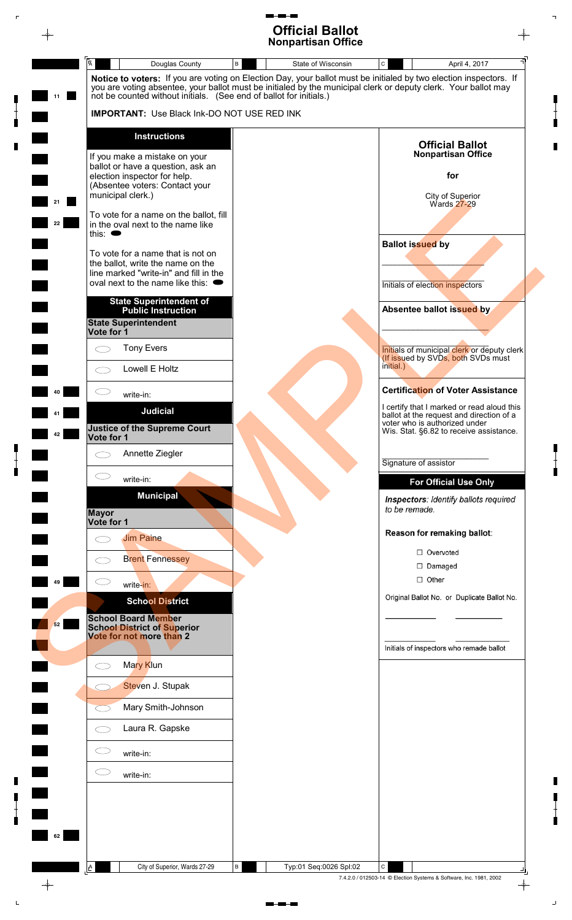# Official Ballot
## Nonpartisan Office

| | | |
|---|---|---|
| Douglas County | State of Wisconsin | April 4, 2017 |

**Notice to voters:** If you are voting on Election Day, your ballot must be initialed by two election inspectors. If you are voting absentee, your ballot must be initialed by the municipal clerk or deputy clerk. Your ballot may not be counted without initials. (See end of ballot for initials.)

**IMPORTANT:** Use Black Ink-DO NOT USE RED INK

### Instructions

If you make a mistake on your ballot or have a question, ask an election inspector for help. (Absentee voters: Contact your municipal clerk.)

To vote for a name on the ballot, fill in the oval next to the name like this: ⬬

To vote for a name that is not on the ballot, write the name on the line marked "write-in" and fill in the oval next to the name like this: ⬬

### State Superintendent of Public Instruction

**State Superintendent**
**Vote for 1**

- ⬭ Tony Evers
- ⬭ Lowell E Holtz
- ⬭ write-in:

### Judicial

**Justice of the Supreme Court**
**Vote for 1**

- ⬭ Annette Ziegler
- ⬭ write-in:

### Municipal

**Mayor**
**Vote for 1**

- ⬭ Jim Paine
- ⬭ Brent Fennessey
- ⬭ write-in:

### School District

**School Board Member**
**School District of Superior**
**Vote for not more than 2**

- ⬭ Mary Klun
- ⬭ Steven J. Stupak
- ⬭ Mary Smith-Johnson
- ⬭ Laura R. Gapske
- ⬭ write-in:
- ⬭ write-in:

## Official Ballot
### Nonpartisan Office

for

City of Superior
Wards 27-29

**Ballot issued by**

____________________

Initials of election inspectors

**Absentee ballot issued by**

____________________

Initials of municipal clerk or deputy clerk (If issued by SVDs, both SVDs must initial.)

**Certification of Voter Assistance**

I certify that I marked or read aloud this ballot at the request and direction of a voter who is authorized under Wis. Stat. §6.82 to receive assistance.

____________________

Signature of assistor

**For Official Use Only**

***Inspectors**: Identify ballots required to be remade.*

**Reason for remaking ballot:**

- ☐ Overvoted
- ☐ Damaged
- ☐ Other

Original Ballot No. or Duplicate Ballot No.

____________ ____________

____________ ____________

Initials of inspectors who remade ballot

SAMPLE

| | | |
|---|---|---|
| City of Superior, Wards 27-29 | Typ:01 Seq:0026 Spl:02 | |

7.4.2.0 / 012503-14 © Election Systems & Software, Inc. 1981, 2002